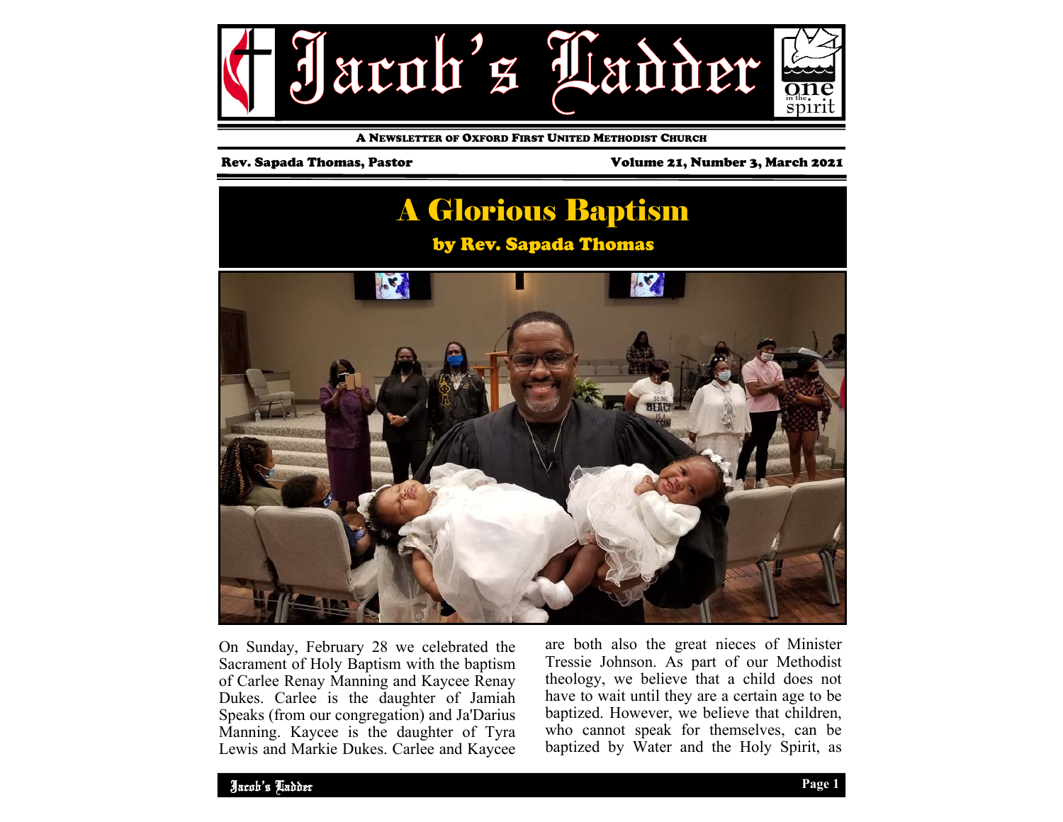# Jacob's Ladder

A NEWSLETTER OF OXFORD FIRST UNITED METHODIST CHURCH

Rev. Sapada Thomas, Pastor

Volume 21, Number 3, March 2021

## A Glorious Baptism

### by Rev. Sapada Thomas

On Sunday, February 28 we celebrated the Sacrament of Holy Baptism with the baptism of Carlee Renay Manning and Kaycee Renay Dukes. Carlee is the daughter of Jamiah Speaks (from our congregation) and Ja'Darius Manning. Kaycee is the daughter of Tyra Lewis and Markie Dukes. Carlee and Kaycee are both also the great nieces of Minister Tressie Johnson. As part of our Methodist theology, we believe that a child does not have to wait until they are a certain age to be baptized. However, we believe that children, who cannot speak for themselves, can be baptized by Water and the Holy Spirit, as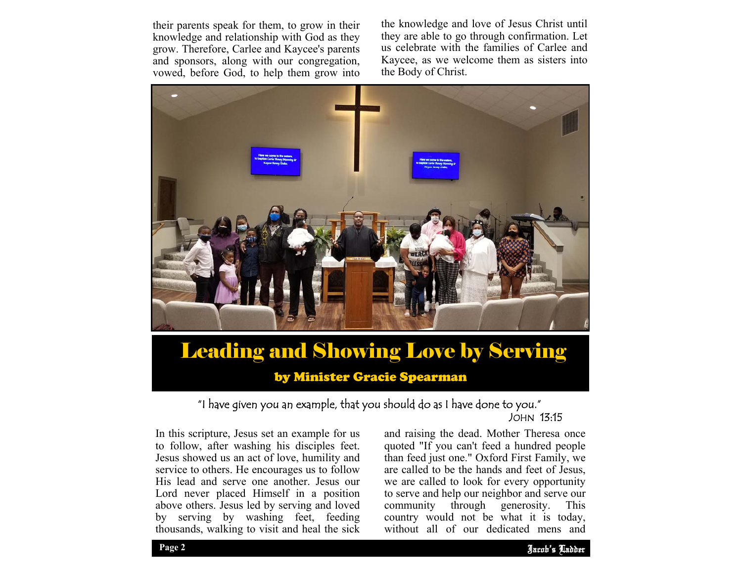their parents speak for them, to grow in their knowledge and relationship with God as they grow. Therefore, Carlee and Kaycee's parents and sponsors, along with our congregation, vowed, before God, to help them grow into the knowledge and love of Jesus Christ until they are able to go through confirmation. Let us celebrate with the families of Carlee and Kaycee, as we welcome them as sisters into the Body of Christ.

# Leading and Showing Love by Serving

### by Minister Gracie Spearman

"I have given you an example, that you should do as I have done to you."
JOHN 13:15

In this scripture, Jesus set an example for us to follow, after washing his disciples feet. Jesus showed us an act of love, humility and service to others. He encourages us to follow His lead and serve one another. Jesus our Lord never placed Himself in a position above others. Jesus led by serving and loved by serving by washing feet, feeding thousands, walking to visit and heal the sick and raising the dead. Mother Theresa once quoted "If you can't feed a hundred people than feed just one." Oxford First Family, we are called to be the hands and feet of Jesus, we are called to look for every opportunity to serve and help our neighbor and serve our community through generosity. This country would not be what it is today, without all of our dedicated mens and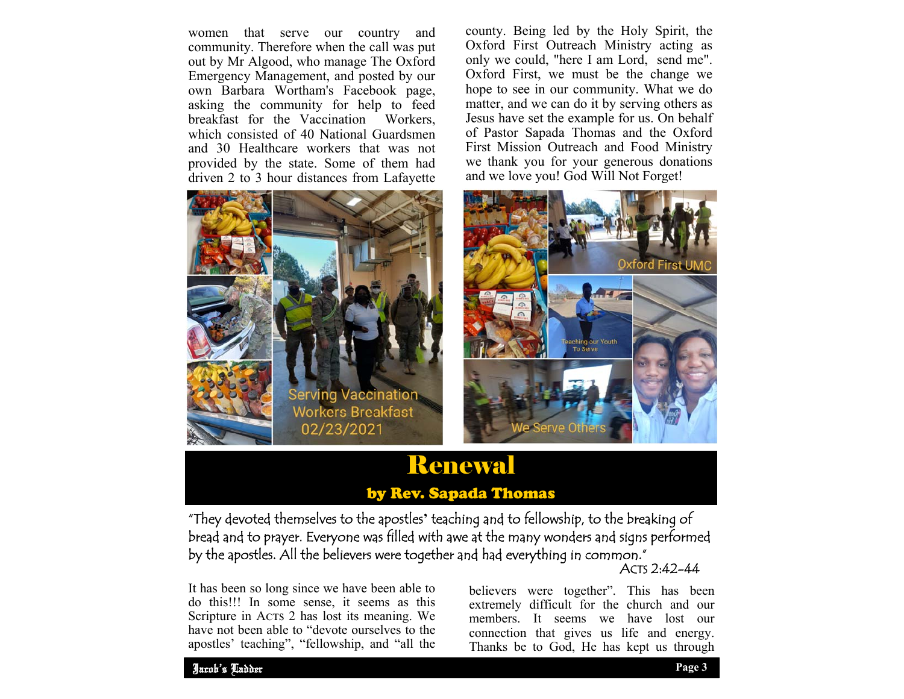women that serve our country and community. Therefore when the call was put out by Mr Algood, who manage The Oxford Emergency Management, and posted by our own Barbara Wortham's Facebook page, asking the community for help to feed breakfast for the Vaccination Workers, which consisted of 40 National Guardsmen and 30 Healthcare workers that was not provided by the state. Some of them had driven 2 to 3 hour distances from Lafayette county. Being led by the Holy Spirit, the Oxford First Outreach Ministry acting as only we could, "here I am Lord, send me". Oxford First, we must be the change we hope to see in our community. What we do matter, and we can do it by serving others as Jesus have set the example for us. On behalf of Pastor Sapada Thomas and the Oxford First Mission Outreach and Food Ministry we thank you for your generous donations and we love you! God Will Not Forget!

Serving Vaccination Workers Breakfast 02/23/2021

Oxford First UMC

Teaching our Youth To Serve

We Serve Others

# Renewal

## by Rev. Sapada Thomas

"They devoted themselves to the apostles' teaching and to fellowship, to the breaking of bread and to prayer. Everyone was filled with awe at the many wonders and signs performed by the apostles. All the believers were together and had everything in common."

Acts 2:42-44

It has been so long since we have been able to do this!!! In some sense, it seems as this Scripture in Acts 2 has lost its meaning. We have not been able to "devote ourselves to the apostles' teaching", "fellowship, and "all the believers were together". This has been extremely difficult for the church and our members. It seems we have lost our connection that gives us life and energy. Thanks be to God, He has kept us through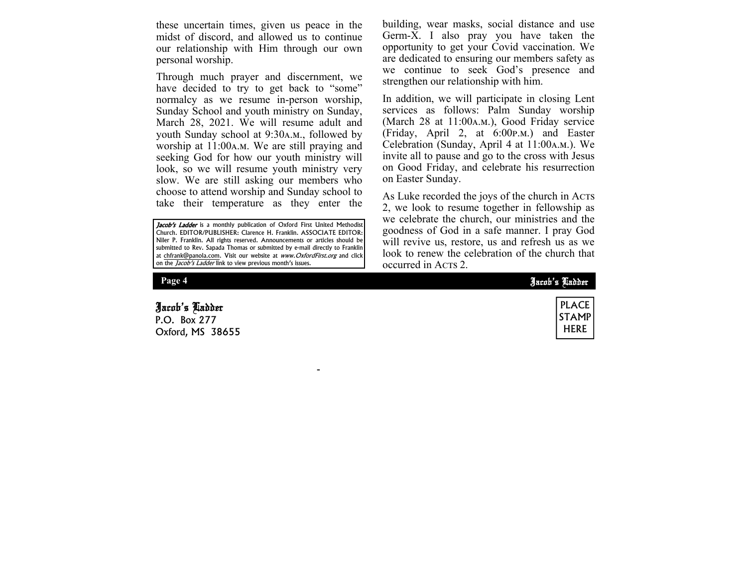these uncertain times, given us peace in the midst of discord, and allowed us to continue our relationship with Him through our own personal worship.

Through much prayer and discernment, we have decided to try to get back to "some" normalcy as we resume in-person worship, Sunday School and youth ministry on Sunday, March 28, 2021. We will resume adult and youth Sunday school at 9:30A.M., followed by worship at 11:00A.M. We are still praying and seeking God for how our youth ministry will look, so we will resume youth ministry very slow. We are still asking our members who choose to attend worship and Sunday school to take their temperature as they enter the building, wear masks, social distance and use Germ-X. I also pray you have taken the opportunity to get your Covid vaccination. We are dedicated to ensuring our members safety as we continue to seek God's presence and strengthen our relationship with him.

In addition, we will participate in closing Lent services as follows: Palm Sunday worship (March 28 at 11:00A.M.), Good Friday service (Friday, April 2, at 6:00P.M.) and Easter Celebration (Sunday, April 4 at 11:00A.M.). We invite all to pause and go to the cross with Jesus on Good Friday, and celebrate his resurrection on Easter Sunday.

As Luke recorded the joys of the church in ACTS 2, we look to resume together in fellowship as we celebrate the church, our ministries and the goodness of God in a safe manner. I pray God will revive us, restore, us and refresh us as we look to renew the celebration of the church that occurred in ACTS 2.

*Jacob's Ladder* is a monthly publication of Oxford First United Methodist Church. EDITOR/PUBLISHER: Clarence H. Franklin. ASSOCIATE EDITOR: Niler P. Franklin. All rights reserved. Announcements or articles should be submitted to Rev. Sapada Thomas or submitted by e-mail directly to Franklin at chfrank@panola.com. Visit our website at *www.OxfordFirst.org* and click on the *Jacob's Ladder* link to view previous month's issues.

Jacob's Ladder
P.O. Box 277
Oxford, MS 38655

PLACE
STAMP
HERE

-